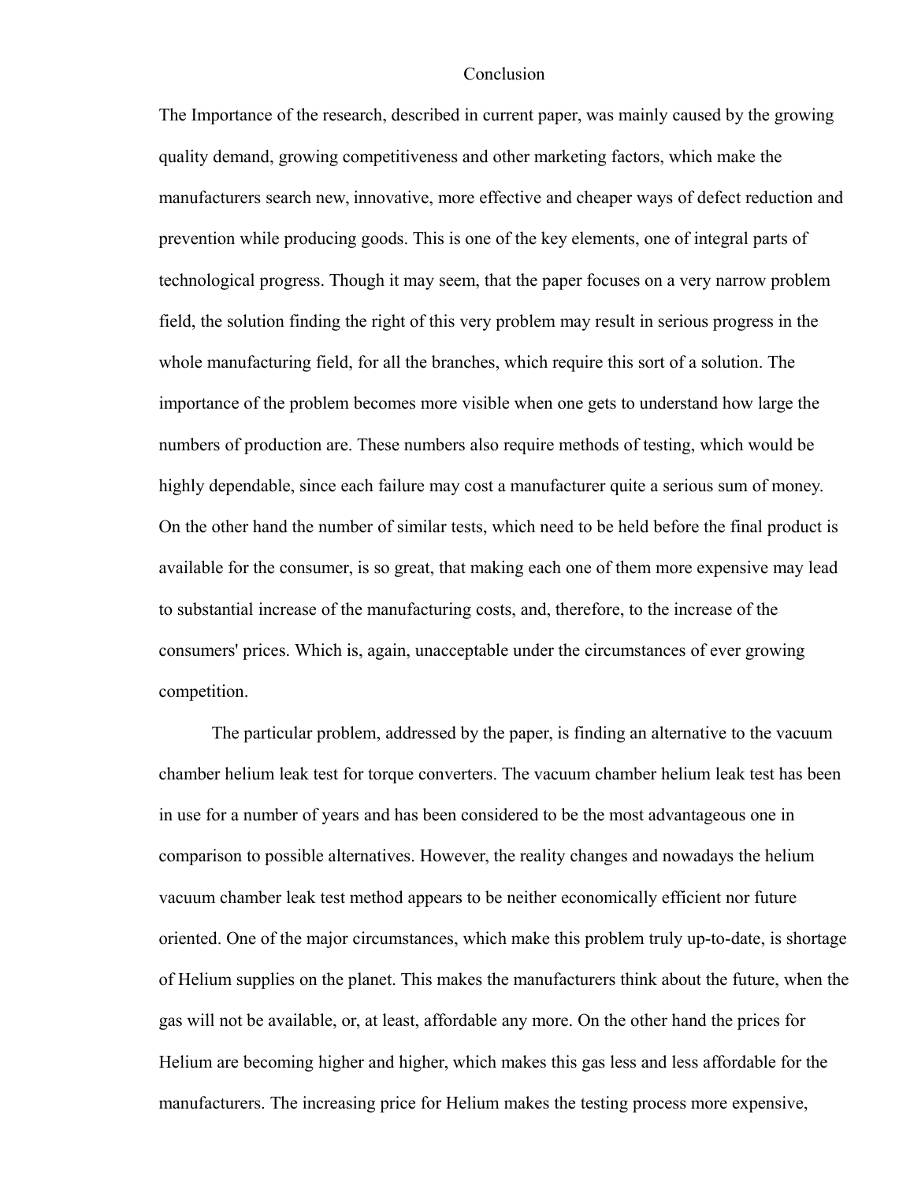# Conclusion

The Importance of the research, described in current paper, was mainly caused by the growing quality demand, growing competitiveness and other marketing factors, which make the manufacturers search new, innovative, more effective and cheaper ways of defect reduction and prevention while producing goods. This is one of the key elements, one of integral parts of technological progress. Though it may seem, that the paper focuses on a very narrow problem field, the solution finding the right of this very problem may result in serious progress in the whole manufacturing field, for all the branches, which require this sort of a solution. The importance of the problem becomes more visible when one gets to understand how large the numbers of production are. These numbers also require methods of testing, which would be highly dependable, since each failure may cost a manufacturer quite a serious sum of money. On the other hand the number of similar tests, which need to be held before the final product is available for the consumer, is so great, that making each one of them more expensive may lead to substantial increase of the manufacturing costs, and, therefore, to the increase of the consumers' prices. Which is, again, unacceptable under the circumstances of ever growing competition.

The particular problem, addressed by the paper, is finding an alternative to the vacuum chamber helium leak test for torque converters. The vacuum chamber helium leak test has been in use for a number of years and has been considered to be the most advantageous one in comparison to possible alternatives. However, the reality changes and nowadays the helium vacuum chamber leak test method appears to be neither economically efficient nor future oriented. One of the major circumstances, which make this problem truly up-to-date, is shortage of Helium supplies on the planet. This makes the manufacturers think about the future, when the gas will not be available, or, at least, affordable any more. On the other hand the prices for Helium are becoming higher and higher, which makes this gas less and less affordable for the manufacturers. The increasing price for Helium makes the testing process more expensive,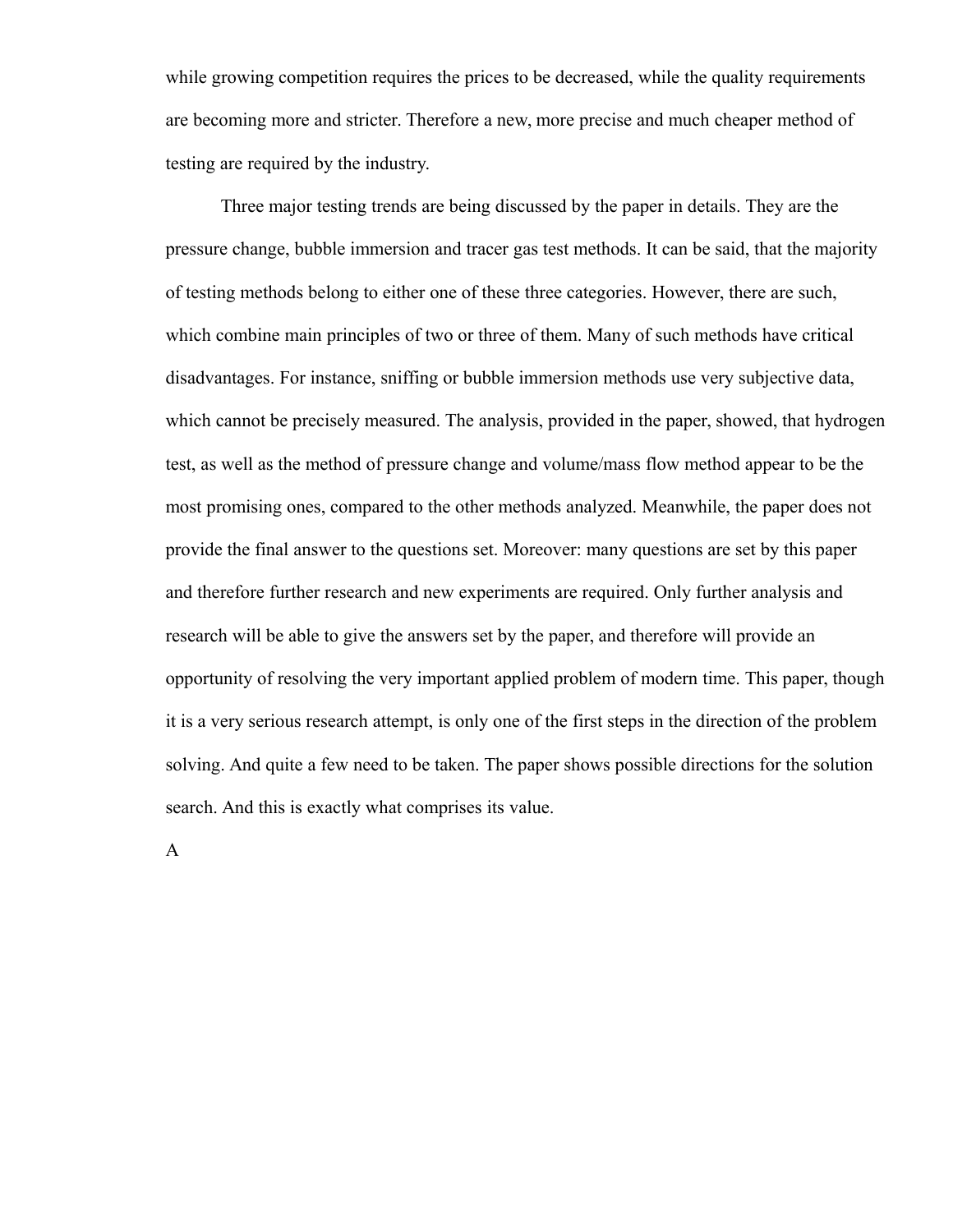while growing competition requires the prices to be decreased, while the quality requirements are becoming more and stricter. Therefore a new, more precise and much cheaper method of testing are required by the industry.

Three major testing trends are being discussed by the paper in details. They are the pressure change, bubble immersion and tracer gas test methods. It can be said, that the majority of testing methods belong to either one of these three categories. However, there are such, which combine main principles of two or three of them. Many of such methods have critical disadvantages. For instance, sniffing or bubble immersion methods use very subjective data, which cannot be precisely measured. The analysis, provided in the paper, showed, that hydrogen test, as well as the method of pressure change and volume/mass flow method appear to be the most promising ones, compared to the other methods analyzed. Meanwhile, the paper does not provide the final answer to the questions set. Moreover: many questions are set by this paper and therefore further research and new experiments are required. Only further analysis and research will be able to give the answers set by the paper, and therefore will provide an opportunity of resolving the very important applied problem of modern time. This paper, though it is a very serious research attempt, is only one of the first steps in the direction of the problem solving. And quite a few need to be taken. The paper shows possible directions for the solution search. And this is exactly what comprises its value.

A